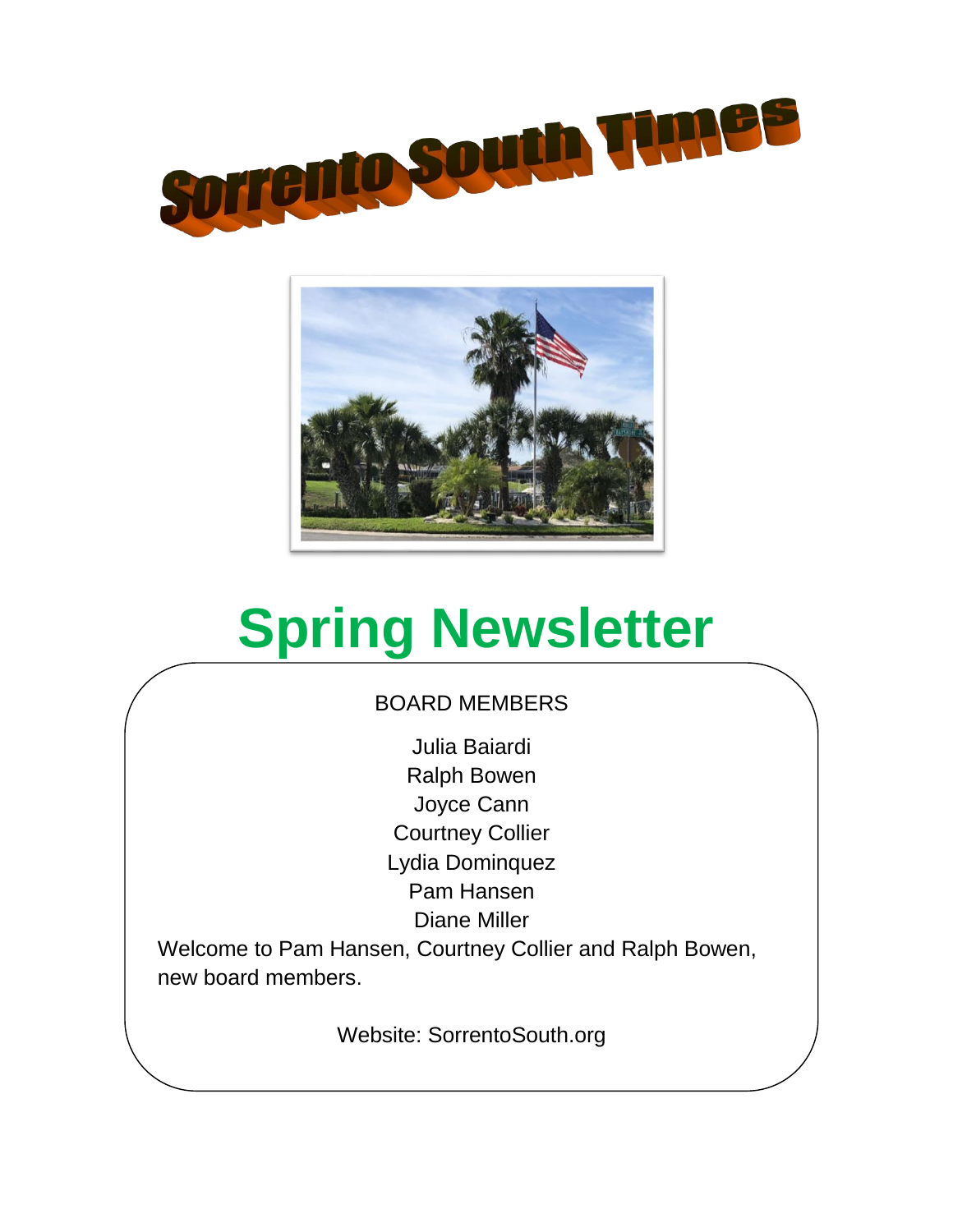# Sorrento South Times

# Spring Newsletter

BOARD MEMBERS

Julia Baiardi
Ralph Bowen
Joyce Cann
Courtney Collier
Lydia Dominquez
Pam Hansen
Diane Miller

Welcome to Pam Hansen, Courtney Collier and Ralph Bowen, new board members.

Website: SorrentoSouth.org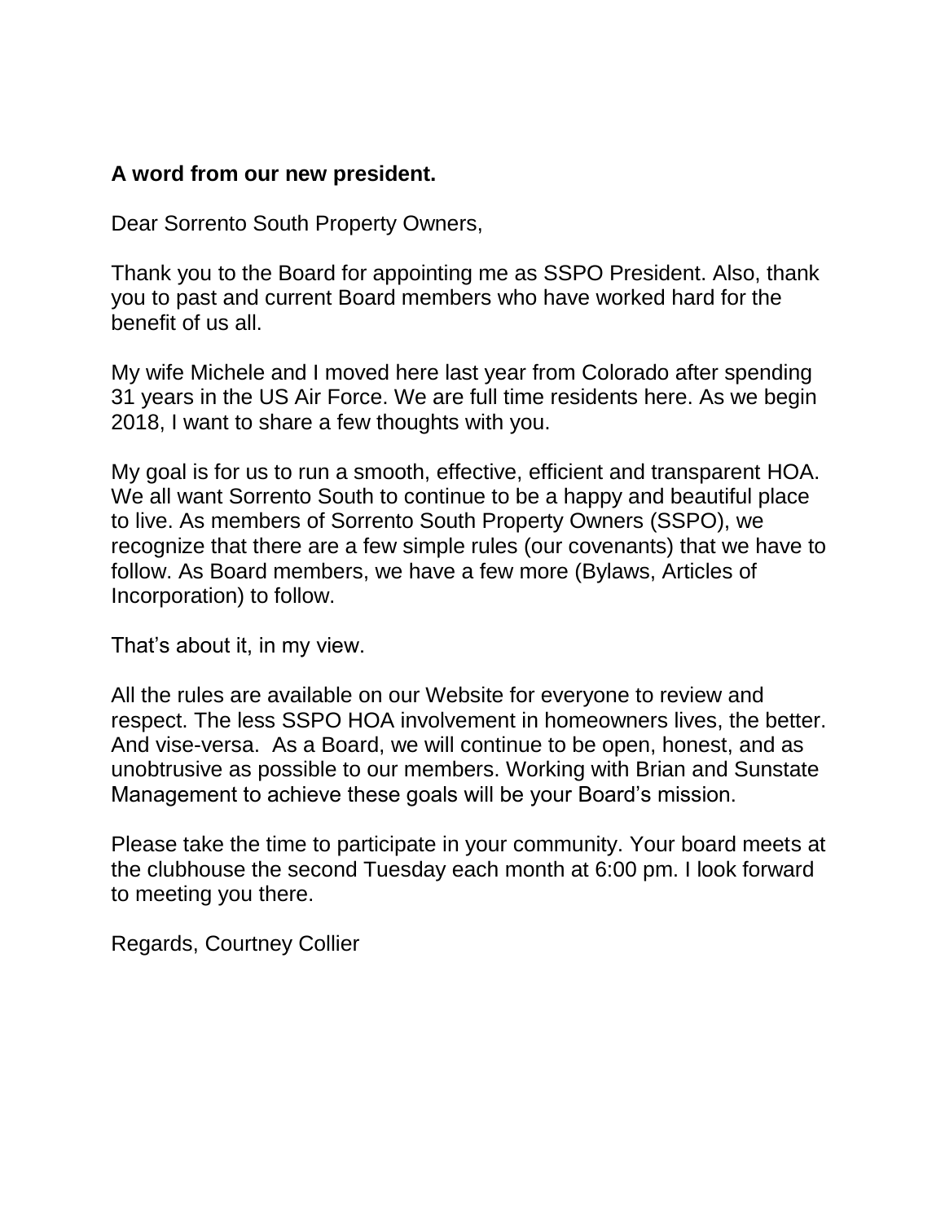**A word from our new president.**

Dear Sorrento South Property Owners,

Thank you to the Board for appointing me as SSPO President. Also, thank you to past and current Board members who have worked hard for the benefit of us all.

My wife Michele and I moved here last year from Colorado after spending 31 years in the US Air Force. We are full time residents here. As we begin 2018, I want to share a few thoughts with you.

My goal is for us to run a smooth, effective, efficient and transparent HOA. We all want Sorrento South to continue to be a happy and beautiful place to live. As members of Sorrento South Property Owners (SSPO), we recognize that there are a few simple rules (our covenants) that we have to follow. As Board members, we have a few more (Bylaws, Articles of Incorporation) to follow.

That's about it, in my view.

All the rules are available on our Website for everyone to review and respect. The less SSPO HOA involvement in homeowners lives, the better. And vise-versa. As a Board, we will continue to be open, honest, and as unobtrusive as possible to our members. Working with Brian and Sunstate Management to achieve these goals will be your Board's mission.

Please take the time to participate in your community. Your board meets at the clubhouse the second Tuesday each month at 6:00 pm. I look forward to meeting you there.

Regards, Courtney Collier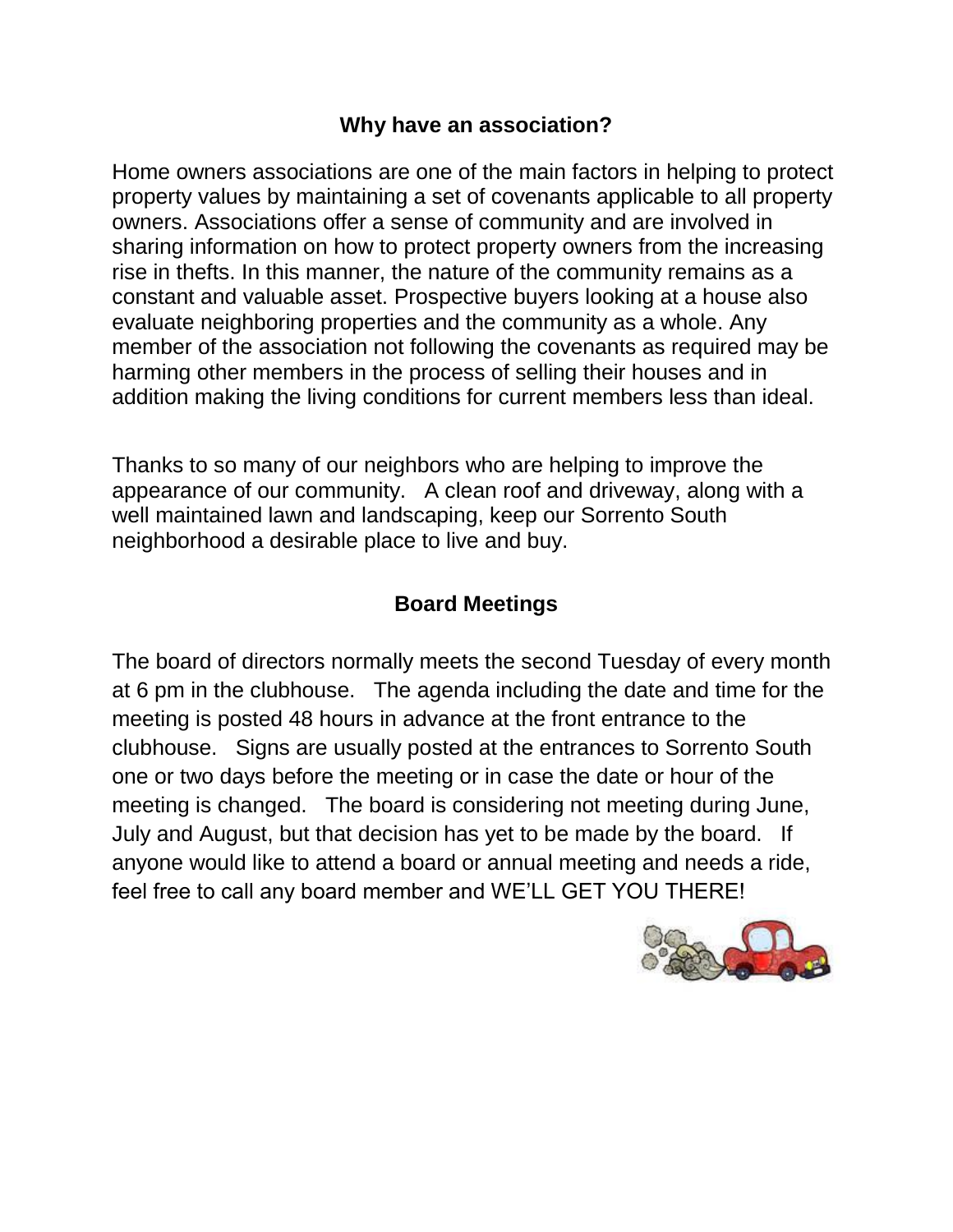## Why have an association?

Home owners associations are one of the main factors in helping to protect property values by maintaining a set of covenants applicable to all property owners. Associations offer a sense of community and are involved in sharing information on how to protect property owners from the increasing rise in thefts. In this manner, the nature of the community remains as a constant and valuable asset. Prospective buyers looking at a house also evaluate neighboring properties and the community as a whole. Any member of the association not following the covenants as required may be harming other members in the process of selling their houses and in addition making the living conditions for current members less than ideal.

Thanks to so many of our neighbors who are helping to improve the appearance of our community. A clean roof and driveway, along with a well maintained lawn and landscaping, keep our Sorrento South neighborhood a desirable place to live and buy.

## Board Meetings

The board of directors normally meets the second Tuesday of every month at 6 pm in the clubhouse. The agenda including the date and time for the meeting is posted 48 hours in advance at the front entrance to the clubhouse. Signs are usually posted at the entrances to Sorrento South one or two days before the meeting or in case the date or hour of the meeting is changed. The board is considering not meeting during June, July and August, but that decision has yet to be made by the board. If anyone would like to attend a board or annual meeting and needs a ride, feel free to call any board member and WE'LL GET YOU THERE!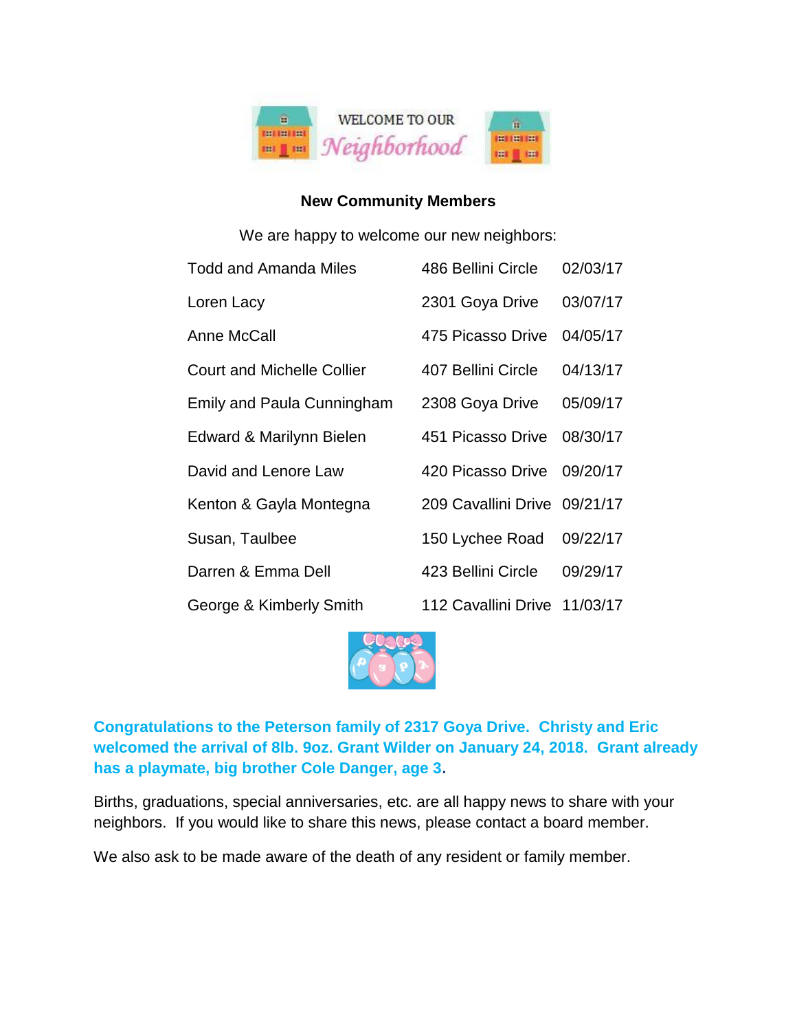WELCOME TO OUR *Neighborhood*

**New Community Members**

We are happy to welcome our new neighbors:

| | | |
|---|---|---|
| Todd and Amanda Miles | 486 Bellini Circle | 02/03/17 |
| Loren Lacy | 2301 Goya Drive | 03/07/17 |
| Anne McCall | 475 Picasso Drive | 04/05/17 |
| Court and Michelle Collier | 407 Bellini Circle | 04/13/17 |
| Emily and Paula Cunningham | 2308 Goya Drive | 05/09/17 |
| Edward & Marilynn Bielen | 451 Picasso Drive | 08/30/17 |
| David and Lenore Law | 420 Picasso Drive | 09/20/17 |
| Kenton & Gayla Montegna | 209 Cavallini Drive | 09/21/17 |
| Susan, Taulbee | 150 Lychee Road | 09/22/17 |
| Darren & Emma Dell | 423 Bellini Circle | 09/29/17 |
| George & Kimberly Smith | 112 Cavallini Drive | 11/03/17 |

**Congratulations to the Peterson family of 2317 Goya Drive. Christy and Eric welcomed the arrival of 8lb. 9oz. Grant Wilder on January 24, 2018. Grant already has a playmate, big brother Cole Danger, age 3.**

Births, graduations, special anniversaries, etc. are all happy news to share with your neighbors. If you would like to share this news, please contact a board member.

We also ask to be made aware of the death of any resident or family member.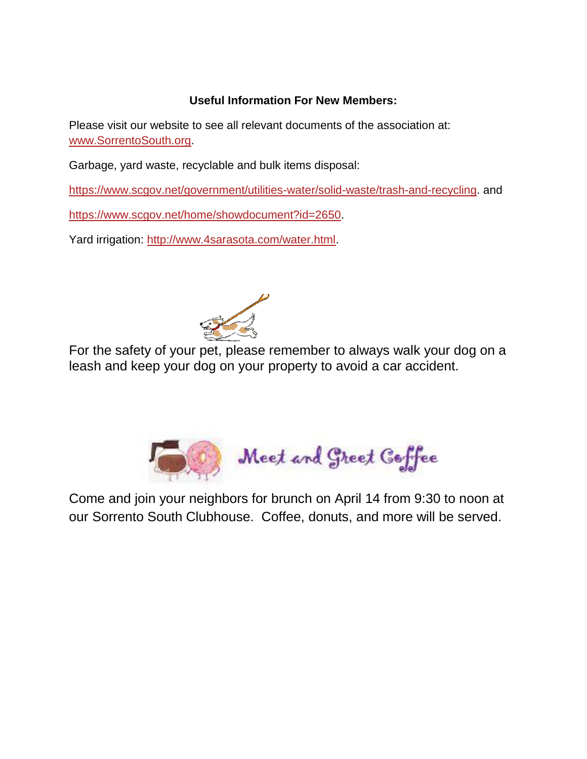**Useful Information For New Members:**

Please visit our website to see all relevant documents of the association at: www.SorrentoSouth.org.

Garbage, yard waste, recyclable and bulk items disposal:

https://www.scgov.net/government/utilities-water/solid-waste/trash-and-recycling. and

https://www.scgov.net/home/showdocument?id=2650.

Yard irrigation: http://www.4sarasota.com/water.html.

For the safety of your pet, please remember to always walk your dog on a leash and keep your dog on your property to avoid a car accident.

Meet and Greet Coffee

Come and join your neighbors for brunch on April 14 from 9:30 to noon at our Sorrento South Clubhouse. Coffee, donuts, and more will be served.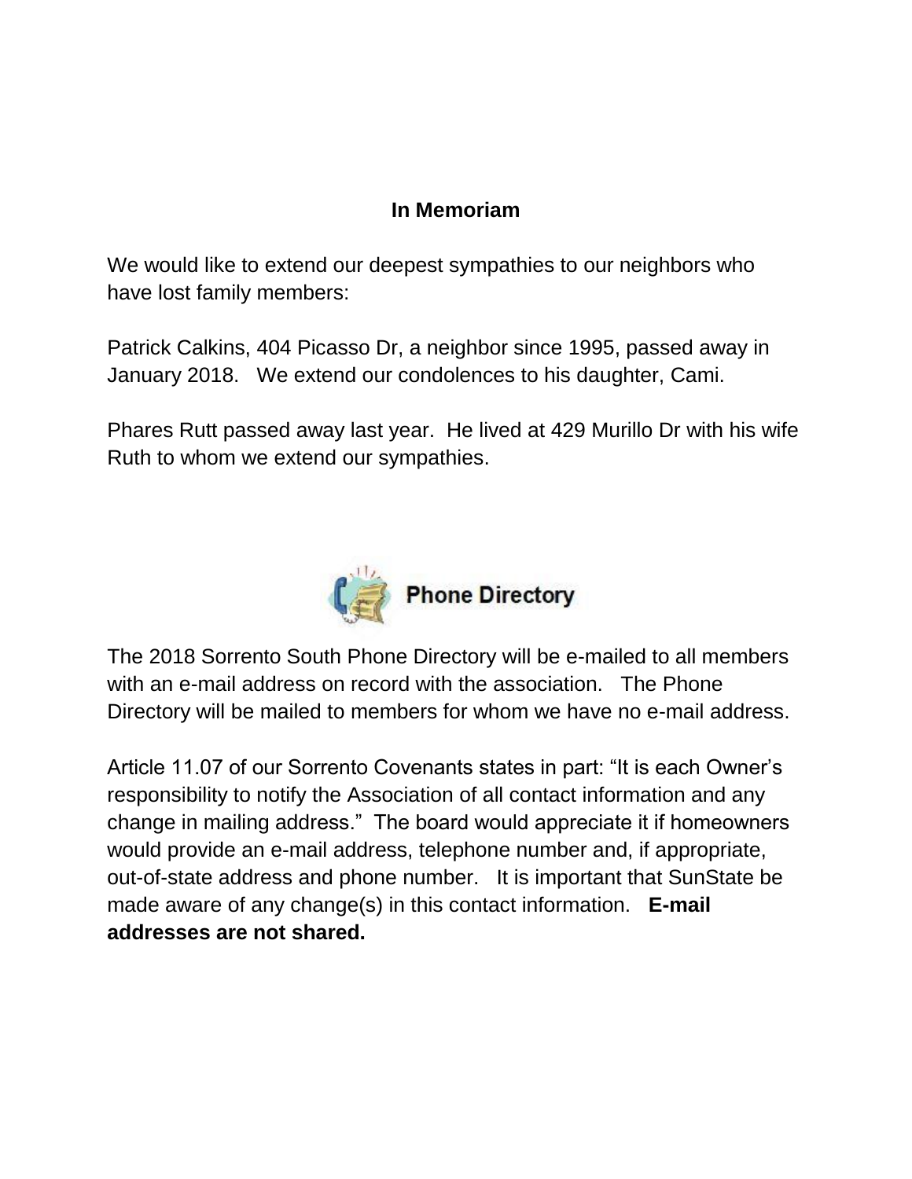## In Memoriam

We would like to extend our deepest sympathies to our neighbors who have lost family members:

Patrick Calkins, 404 Picasso Dr, a neighbor since 1995, passed away in January 2018. We extend our condolences to his daughter, Cami.

Phares Rutt passed away last year. He lived at 429 Murillo Dr with his wife Ruth to whom we extend our sympathies.

## Phone Directory

The 2018 Sorrento South Phone Directory will be e-mailed to all members with an e-mail address on record with the association. The Phone Directory will be mailed to members for whom we have no e-mail address.

Article 11.07 of our Sorrento Covenants states in part: "It is each Owner's responsibility to notify the Association of all contact information and any change in mailing address." The board would appreciate it if homeowners would provide an e-mail address, telephone number and, if appropriate, out-of-state address and phone number. It is important that SunState be made aware of any change(s) in this contact information. **E-mail addresses are not shared.**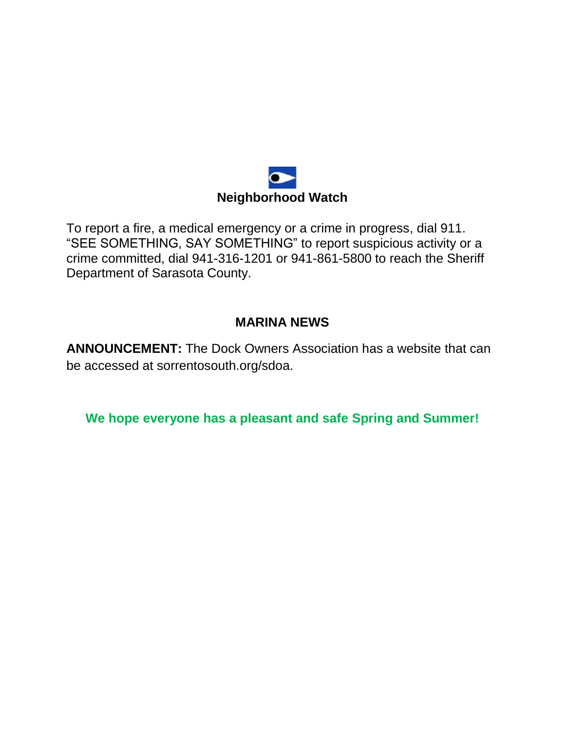## Neighborhood Watch

To report a fire, a medical emergency or a crime in progress, dial 911. "SEE SOMETHING, SAY SOMETHING" to report suspicious activity or a crime committed, dial 941-316-1201 or 941-861-5800 to reach the Sheriff Department of Sarasota County.

## MARINA NEWS

**ANNOUNCEMENT:** The Dock Owners Association has a website that can be accessed at sorrentosouth.org/sdoa.

**We hope everyone has a pleasant and safe Spring and Summer!**